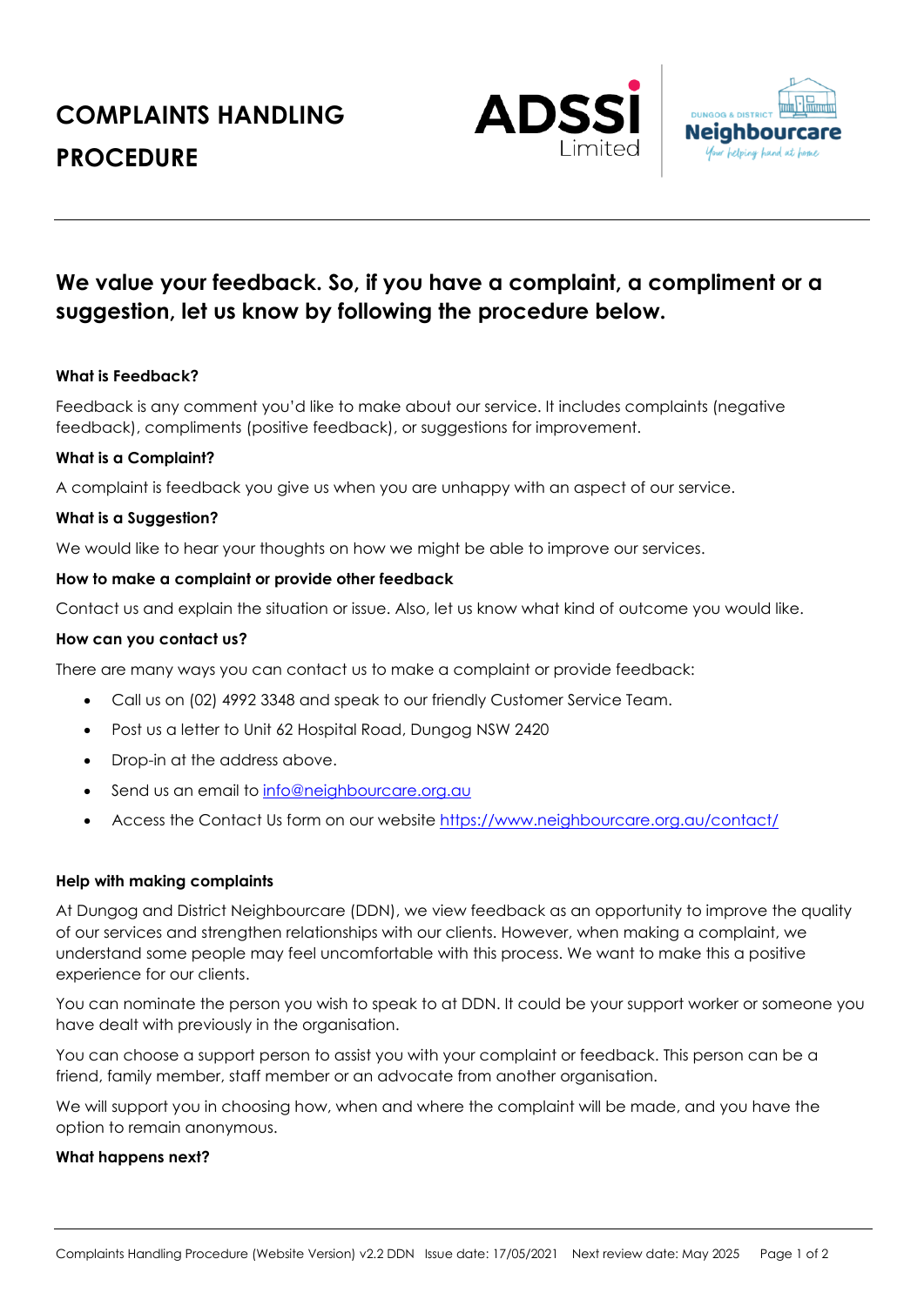# COMPLAINTS HANDLING PROCEDURE

## We value your feedback. So, if you have a complaint, a compliment or a suggestion, let us know by following the procedure below.

**What is Feedback?**

Feedback is any comment you'd like to make about our service. It includes complaints (negative feedback), compliments (positive feedback), or suggestions for improvement.

**What is a Complaint?**

A complaint is feedback you give us when you are unhappy with an aspect of our service.

**What is a Suggestion?**

We would like to hear your thoughts on how we might be able to improve our services.

**How to make a complaint or provide other feedback**

Contact us and explain the situation or issue. Also, let us know what kind of outcome you would like.

**How can you contact us?**

There are many ways you can contact us to make a complaint or provide feedback:

- Call us on (02) 4992 3348 and speak to our friendly Customer Service Team.
- Post us a letter to Unit 62 Hospital Road, Dungog NSW 2420
- Drop-in at the address above.
- Send us an email to info@neighbourcare.org.au
- Access the Contact Us form on our website https://www.neighbourcare.org.au/contact/

**Help with making complaints**

At Dungog and District Neighbourcare (DDN), we view feedback as an opportunity to improve the quality of our services and strengthen relationships with our clients. However, when making a complaint, we understand some people may feel uncomfortable with this process. We want to make this a positive experience for our clients.

You can nominate the person you wish to speak to at DDN. It could be your support worker or someone you have dealt with previously in the organisation.

You can choose a support person to assist you with your complaint or feedback. This person can be a friend, family member, staff member or an advocate from another organisation.

We will support you in choosing how, when and where the complaint will be made, and you have the option to remain anonymous.

**What happens next?**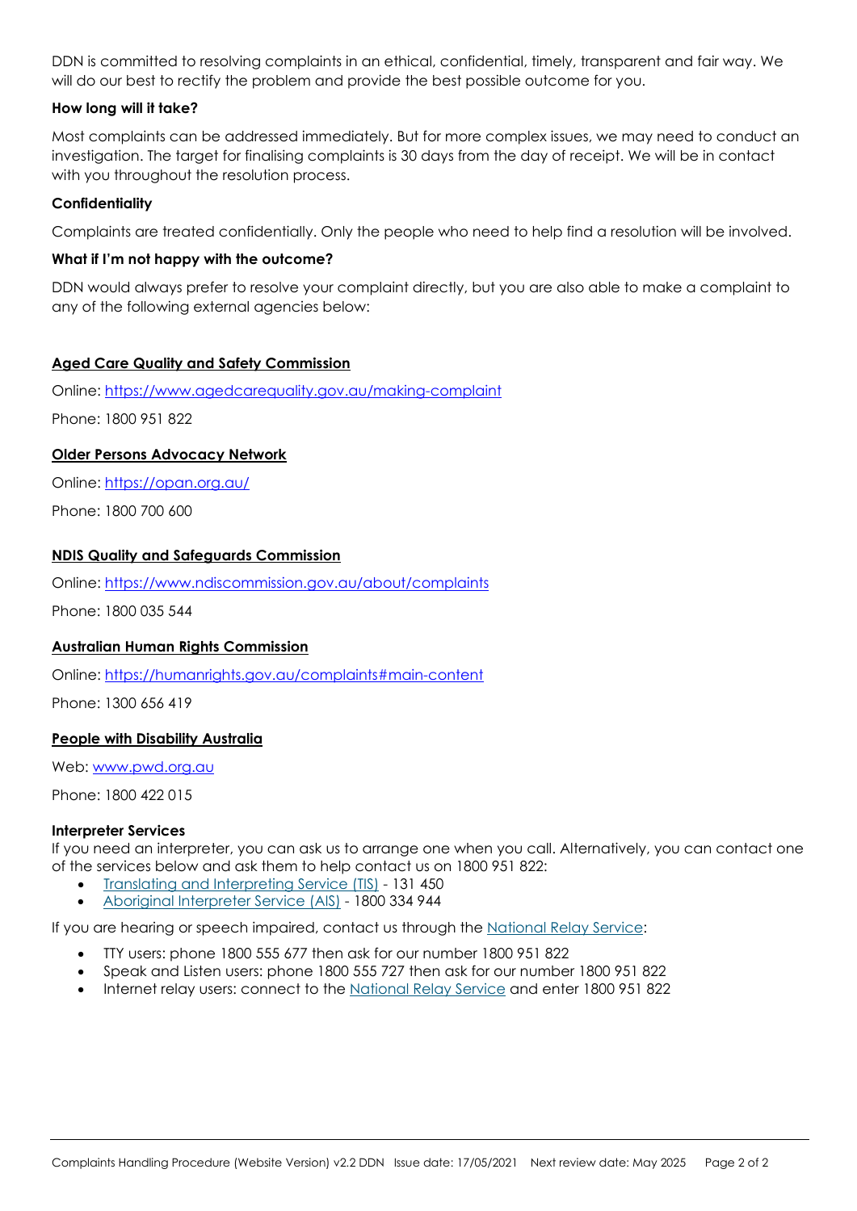DDN is committed to resolving complaints in an ethical, confidential, timely, transparent and fair way. We will do our best to rectify the problem and provide the best possible outcome for you.

**How long will it take?**

Most complaints can be addressed immediately. But for more complex issues, we may need to conduct an investigation. The target for finalising complaints is 30 days from the day of receipt. We will be in contact with you throughout the resolution process.

**Confidentiality**

Complaints are treated confidentially. Only the people who need to help find a resolution will be involved.

**What if I'm not happy with the outcome?**

DDN would always prefer to resolve your complaint directly, but you are also able to make a complaint to any of the following external agencies below:

**Aged Care Quality and Safety Commission**

Online: https://www.agedcarequality.gov.au/making-complaint

Phone: 1800 951 822

**Older Persons Advocacy Network**

Online: https://opan.org.au/

Phone: 1800 700 600

**NDIS Quality and Safeguards Commission**

Online: https://www.ndiscommission.gov.au/about/complaints

Phone: 1800 035 544

**Australian Human Rights Commission**

Online: https://humanrights.gov.au/complaints#main-content

Phone: 1300 656 419

**People with Disability Australia**

Web: www.pwd.org.au

Phone: 1800 422 015

**Interpreter Services**

If you need an interpreter, you can ask us to arrange one when you call. Alternatively, you can contact one of the services below and ask them to help contact us on 1800 951 822:

- Translating and Interpreting Service (TIS) - 131 450
- Aboriginal Interpreter Service (AIS) - 1800 334 944

If you are hearing or speech impaired, contact us through the National Relay Service:

- TTY users: phone 1800 555 677 then ask for our number 1800 951 822
- Speak and Listen users: phone 1800 555 727 then ask for our number 1800 951 822
- Internet relay users: connect to the National Relay Service and enter 1800 951 822